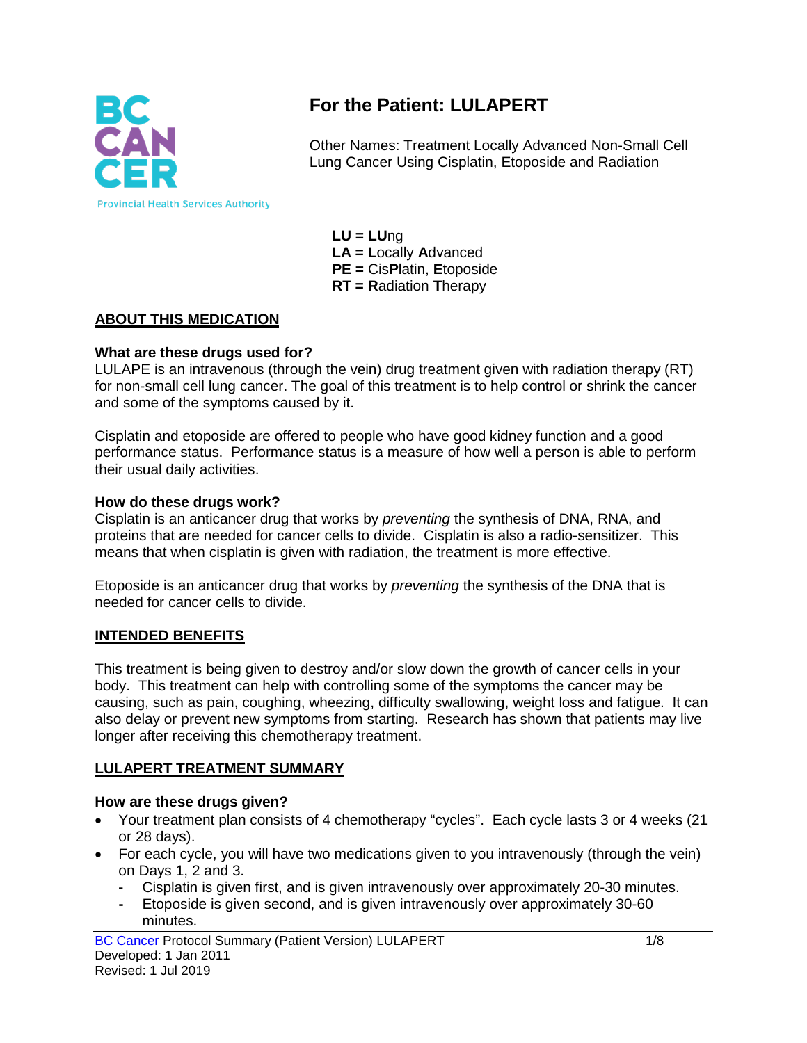BC CANCER

Provincial Health Services Authority

# For the Patient: LULAPERT

Other Names: Treatment Locally Advanced Non-Small Cell Lung Cancer Using Cisplatin, Etoposide and Radiation

**LU = LU**ng
**LA = L**ocally **A**dvanced
**PE =** Cis**P**latin, **E**toposide
**RT = R**adiation **T**herapy

## ABOUT THIS MEDICATION

### What are these drugs used for?

LULAPE is an intravenous (through the vein) drug treatment given with radiation therapy (RT) for non-small cell lung cancer. The goal of this treatment is to help control or shrink the cancer and some of the symptoms caused by it.

Cisplatin and etoposide are offered to people who have good kidney function and a good performance status. Performance status is a measure of how well a person is able to perform their usual daily activities.

### How do these drugs work?

Cisplatin is an anticancer drug that works by *preventing* the synthesis of DNA, RNA, and proteins that are needed for cancer cells to divide. Cisplatin is also a radio-sensitizer. This means that when cisplatin is given with radiation, the treatment is more effective.

Etoposide is an anticancer drug that works by *preventing* the synthesis of the DNA that is needed for cancer cells to divide.

## INTENDED BENEFITS

This treatment is being given to destroy and/or slow down the growth of cancer cells in your body. This treatment can help with controlling some of the symptoms the cancer may be causing, such as pain, coughing, wheezing, difficulty swallowing, weight loss and fatigue. It can also delay or prevent new symptoms from starting. Research has shown that patients may live longer after receiving this chemotherapy treatment.

## LULAPERT TREATMENT SUMMARY

### How are these drugs given?

- Your treatment plan consists of 4 chemotherapy "cycles". Each cycle lasts 3 or 4 weeks (21 or 28 days).
- For each cycle, you will have two medications given to you intravenously (through the vein) on Days 1, 2 and 3.
  - Cisplatin is given first, and is given intravenously over approximately 20-30 minutes.
  - Etoposide is given second, and is given intravenously over approximately 30-60 minutes.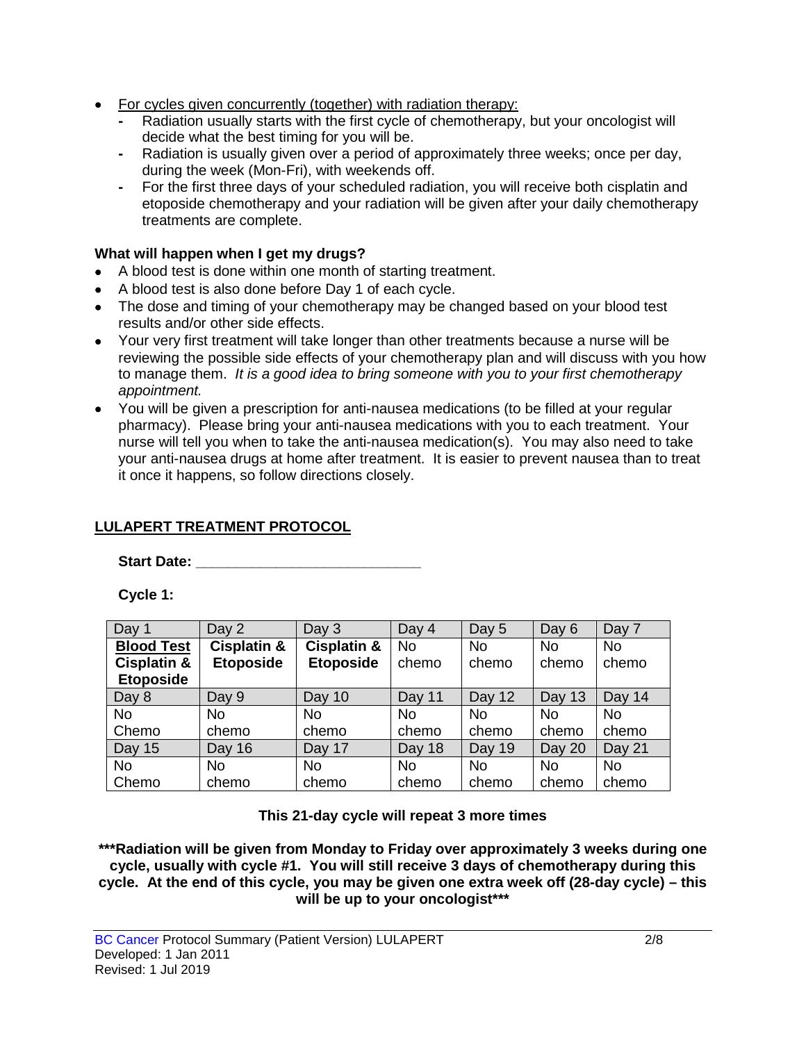- For cycles given concurrently (together) with radiation therapy:
  - Radiation usually starts with the first cycle of chemotherapy, but your oncologist will decide what the best timing for you will be.
  - Radiation is usually given over a period of approximately three weeks; once per day, during the week (Mon-Fri), with weekends off.
  - For the first three days of your scheduled radiation, you will receive both cisplatin and etoposide chemotherapy and your radiation will be given after your daily chemotherapy treatments are complete.

**What will happen when I get my drugs?**

- A blood test is done within one month of starting treatment.
- A blood test is also done before Day 1 of each cycle.
- The dose and timing of your chemotherapy may be changed based on your blood test results and/or other side effects.
- Your very first treatment will take longer than other treatments because a nurse will be reviewing the possible side effects of your chemotherapy plan and will discuss with you how to manage them. *It is a good idea to bring someone with you to your first chemotherapy appointment.*
- You will be given a prescription for anti-nausea medications (to be filled at your regular pharmacy). Please bring your anti-nausea medications with you to each treatment. Your nurse will tell you when to take the anti-nausea medication(s). You may also need to take your anti-nausea drugs at home after treatment. It is easier to prevent nausea than to treat it once it happens, so follow directions closely.

## LULAPERT TREATMENT PROTOCOL

**Start Date: ____________________________**

**Cycle 1:**

| Day 1 | Day 2 | Day 3 | Day 4 | Day 5 | Day 6 | Day 7 |
|---|---|---|---|---|---|---|
| **Blood Test** **Cisplatin & Etoposide** | **Cisplatin & Etoposide** | **Cisplatin & Etoposide** | No chemo | No chemo | No chemo | No chemo |
| Day 8 | Day 9 | Day 10 | Day 11 | Day 12 | Day 13 | Day 14 |
| No Chemo | No chemo | No chemo | No chemo | No chemo | No chemo | No chemo |
| Day 15 | Day 16 | Day 17 | Day 18 | Day 19 | Day 20 | Day 21 |
| No Chemo | No chemo | No chemo | No chemo | No chemo | No chemo | No chemo |

**This 21-day cycle will repeat 3 more times**

**\*\*\*Radiation will be given from Monday to Friday over approximately 3 weeks during one cycle, usually with cycle #1. You will still receive 3 days of chemotherapy during this cycle. At the end of this cycle, you may be given one extra week off (28-day cycle) – this will be up to your oncologist\*\*\***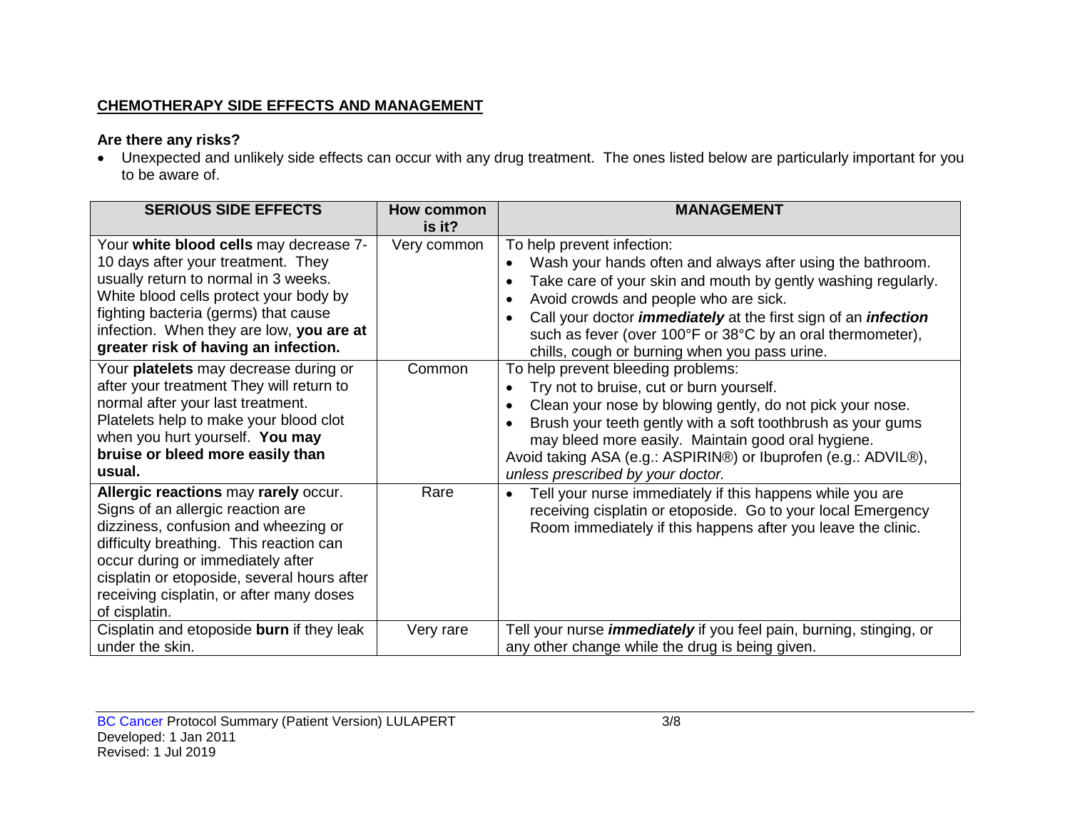## CHEMOTHERAPY SIDE EFFECTS AND MANAGEMENT

**Are there any risks?**

- Unexpected and unlikely side effects can occur with any drug treatment. The ones listed below are particularly important for you to be aware of.

| SERIOUS SIDE EFFECTS | How common is it? | MANAGEMENT |
|---|---|---|
| Your **white blood cells** may decrease 7-10 days after your treatment. They usually return to normal in 3 weeks. White blood cells protect your body by fighting bacteria (germs) that cause infection. When they are low, **you are at greater risk of having an infection.** | Very common | To help prevent infection:<br>• Wash your hands often and always after using the bathroom.<br>• Take care of your skin and mouth by gently washing regularly.<br>• Avoid crowds and people who are sick.<br>• Call your doctor ***immediately*** at the first sign of an ***infection*** such as fever (over 100°F or 38°C by an oral thermometer), chills, cough or burning when you pass urine. |
| Your **platelets** may decrease during or after your treatment They will return to normal after your last treatment. Platelets help to make your blood clot when you hurt yourself. **You may bruise or bleed more easily than usual.** | Common | To help prevent bleeding problems:<br>• Try not to bruise, cut or burn yourself.<br>• Clean your nose by blowing gently, do not pick your nose.<br>• Brush your teeth gently with a soft toothbrush as your gums may bleed more easily. Maintain good oral hygiene.<br>Avoid taking ASA (e.g.: ASPIRIN®) or Ibuprofen (e.g.: ADVIL®), *unless prescribed by your doctor.* |
| **Allergic reactions** may **rarely** occur. Signs of an allergic reaction are dizziness, confusion and wheezing or difficulty breathing. This reaction can occur during or immediately after cisplatin or etoposide, several hours after receiving cisplatin, or after many doses of cisplatin. | Rare | • Tell your nurse immediately if this happens while you are receiving cisplatin or etoposide. Go to your local Emergency Room immediately if this happens after you leave the clinic. |
| Cisplatin and etoposide **burn** if they leak under the skin. | Very rare | Tell your nurse ***immediately*** if you feel pain, burning, stinging, or any other change while the drug is being given. |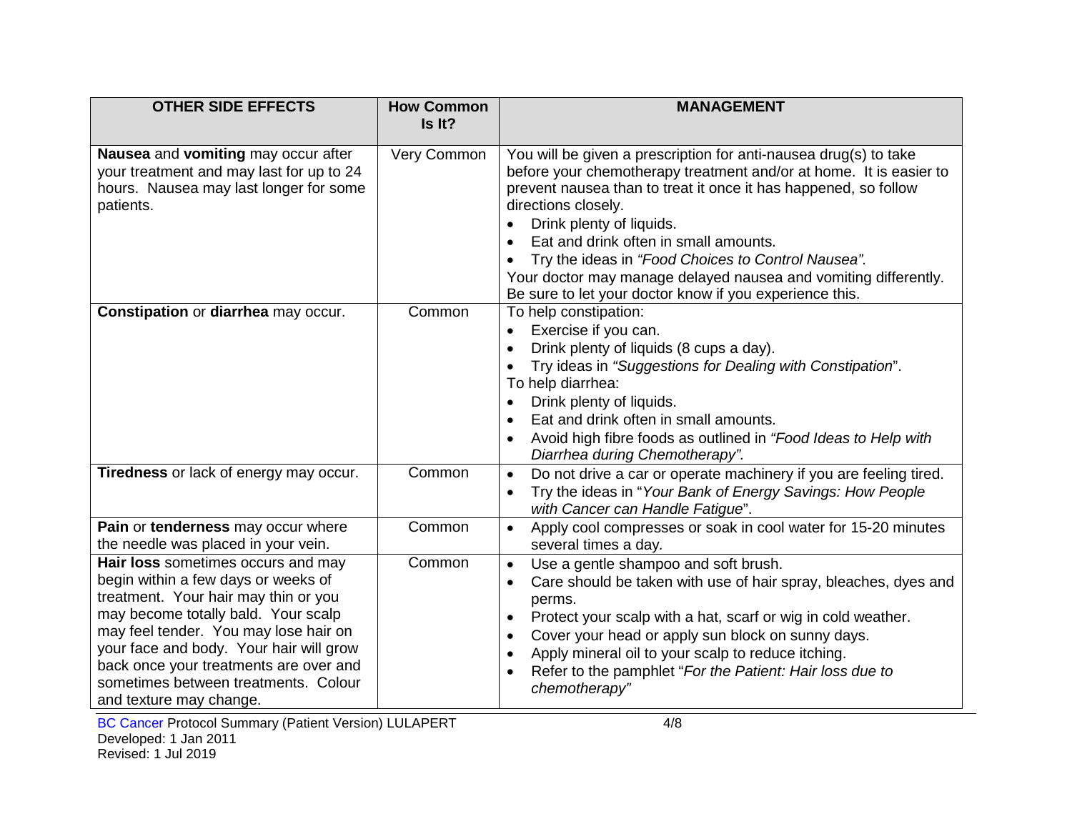| OTHER SIDE EFFECTS | How Common Is It? | MANAGEMENT |
|---|---|---|
| **Nausea** and **vomiting** may occur after your treatment and may last for up to 24 hours. Nausea may last longer for some patients. | Very Common | You will be given a prescription for anti-nausea drug(s) to take before your chemotherapy treatment and/or at home. It is easier to prevent nausea than to treat it once it has happened, so follow directions closely.<br>• Drink plenty of liquids.<br>• Eat and drink often in small amounts.<br>• Try the ideas in *"Food Choices to Control Nausea"*.<br>Your doctor may manage delayed nausea and vomiting differently. Be sure to let your doctor know if you experience this. |
| **Constipation** or **diarrhea** may occur. | Common | To help constipation:<br>• Exercise if you can.<br>• Drink plenty of liquids (8 cups a day).<br>• Try ideas in *"Suggestions for Dealing with Constipation*".<br>To help diarrhea:<br>• Drink plenty of liquids.<br>• Eat and drink often in small amounts.<br>• Avoid high fibre foods as outlined in *"Food Ideas to Help with Diarrhea during Chemotherapy".* |
| **Tiredness** or lack of energy may occur. | Common | • Do not drive a car or operate machinery if you are feeling tired.<br>• Try the ideas in "*Your Bank of Energy Savings: How People with Cancer can Handle Fatigue*". |
| **Pain** or **tenderness** may occur where the needle was placed in your vein. | Common | • Apply cool compresses or soak in cool water for 15-20 minutes several times a day. |
| **Hair loss** sometimes occurs and may begin within a few days or weeks of treatment. Your hair may thin or you may become totally bald. Your scalp may feel tender. You may lose hair on your face and body. Your hair will grow back once your treatments are over and sometimes between treatments. Colour and texture may change. | Common | • Use a gentle shampoo and soft brush.<br>• Care should be taken with use of hair spray, bleaches, dyes and perms.<br>• Protect your scalp with a hat, scarf or wig in cold weather.<br>• Cover your head or apply sun block on sunny days.<br>• Apply mineral oil to your scalp to reduce itching.<br>• Refer to the pamphlet "*For the Patient: Hair loss due to chemotherapy"* |

BC Cancer Protocol Summary (Patient Version) LULAPERT
Developed: 1 Jan 2011
Revised: 1 Jul 2019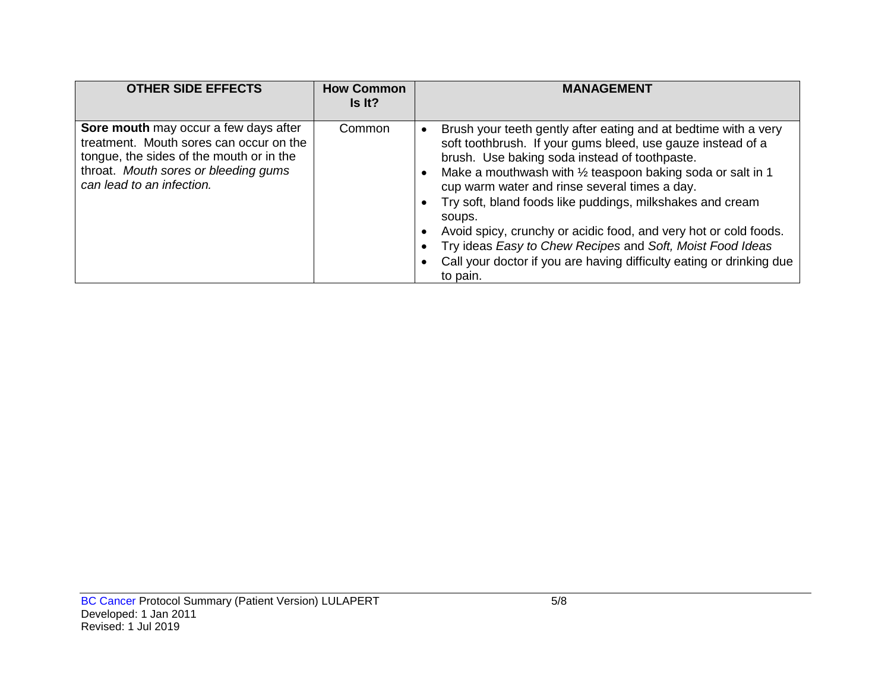| OTHER SIDE EFFECTS | How Common Is It? | MANAGEMENT |
| --- | --- | --- |
| **Sore mouth** may occur a few days after treatment. Mouth sores can occur on the tongue, the sides of the mouth or in the throat. *Mouth sores or bleeding gums can lead to an infection.* | Common | • Brush your teeth gently after eating and at bedtime with a very soft toothbrush. If your gums bleed, use gauze instead of a brush. Use baking soda instead of toothpaste.<br>• Make a mouthwash with ½ teaspoon baking soda or salt in 1 cup warm water and rinse several times a day.<br>• Try soft, bland foods like puddings, milkshakes and cream soups.<br>• Avoid spicy, crunchy or acidic food, and very hot or cold foods.<br>• Try ideas *Easy to Chew Recipes* and *Soft, Moist Food Ideas*<br>• Call your doctor if you are having difficulty eating or drinking due to pain. |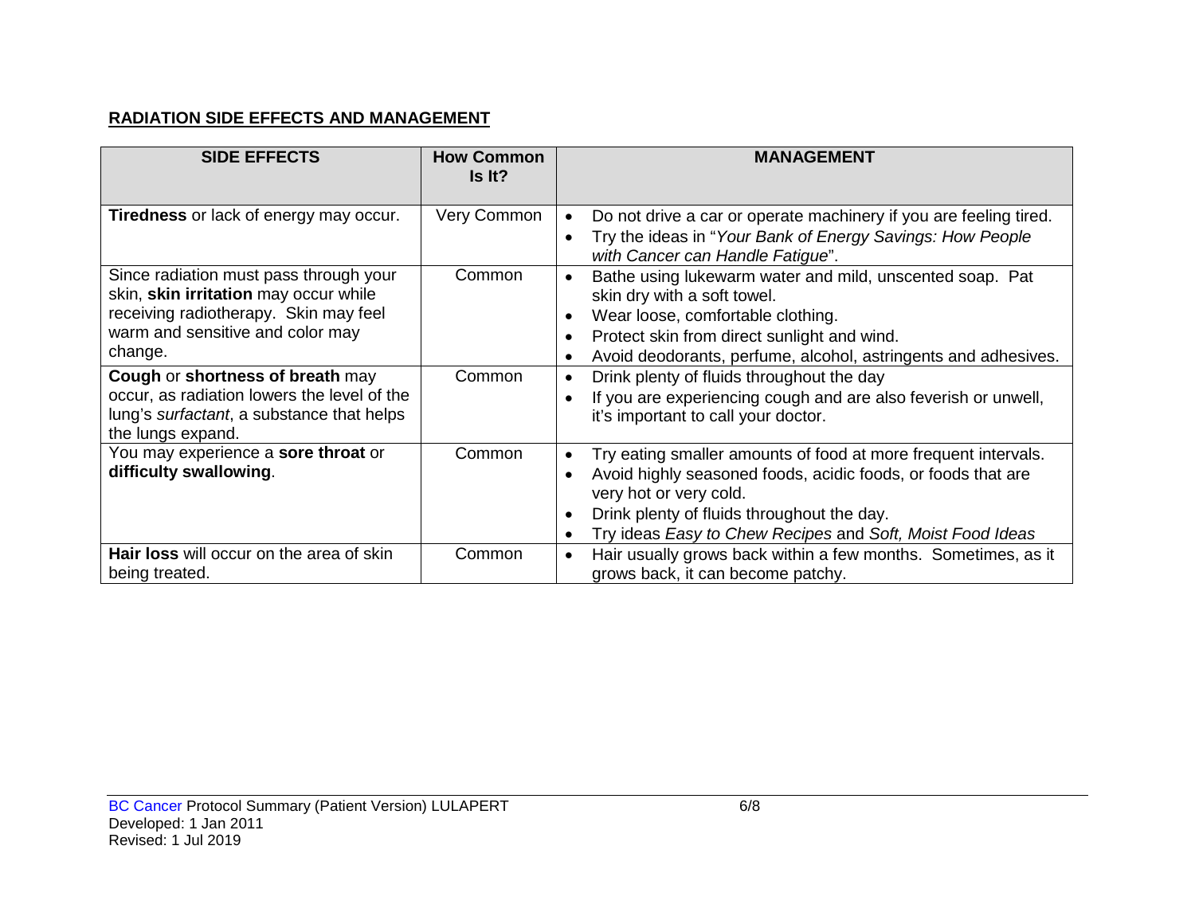## **RADIATION SIDE EFFECTS AND MANAGEMENT**

| SIDE EFFECTS | How Common Is It? | MANAGEMENT |
|---|---|---|
| **Tiredness** or lack of energy may occur. | Very Common | • Do not drive a car or operate machinery if you are feeling tired.<br>• Try the ideas in "*Your Bank of Energy Savings: How People with Cancer can Handle Fatigue*". |
| Since radiation must pass through your skin, **skin irritation** may occur while receiving radiotherapy. Skin may feel warm and sensitive and color may change. | Common | • Bathe using lukewarm water and mild, unscented soap. Pat skin dry with a soft towel.<br>• Wear loose, comfortable clothing.<br>• Protect skin from direct sunlight and wind.<br>• Avoid deodorants, perfume, alcohol, astringents and adhesives. |
| **Cough** or **shortness of breath** may occur, as radiation lowers the level of the lung's *surfactant*, a substance that helps the lungs expand. | Common | • Drink plenty of fluids throughout the day<br>• If you are experiencing cough and are also feverish or unwell, it's important to call your doctor. |
| You may experience a **sore throat** or **difficulty swallowing**. | Common | • Try eating smaller amounts of food at more frequent intervals.<br>• Avoid highly seasoned foods, acidic foods, or foods that are very hot or very cold.<br>• Drink plenty of fluids throughout the day.<br>• Try ideas *Easy to Chew Recipes* and *Soft, Moist Food Ideas* |
| **Hair loss** will occur on the area of skin being treated. | Common | • Hair usually grows back within a few months. Sometimes, as it grows back, it can become patchy. |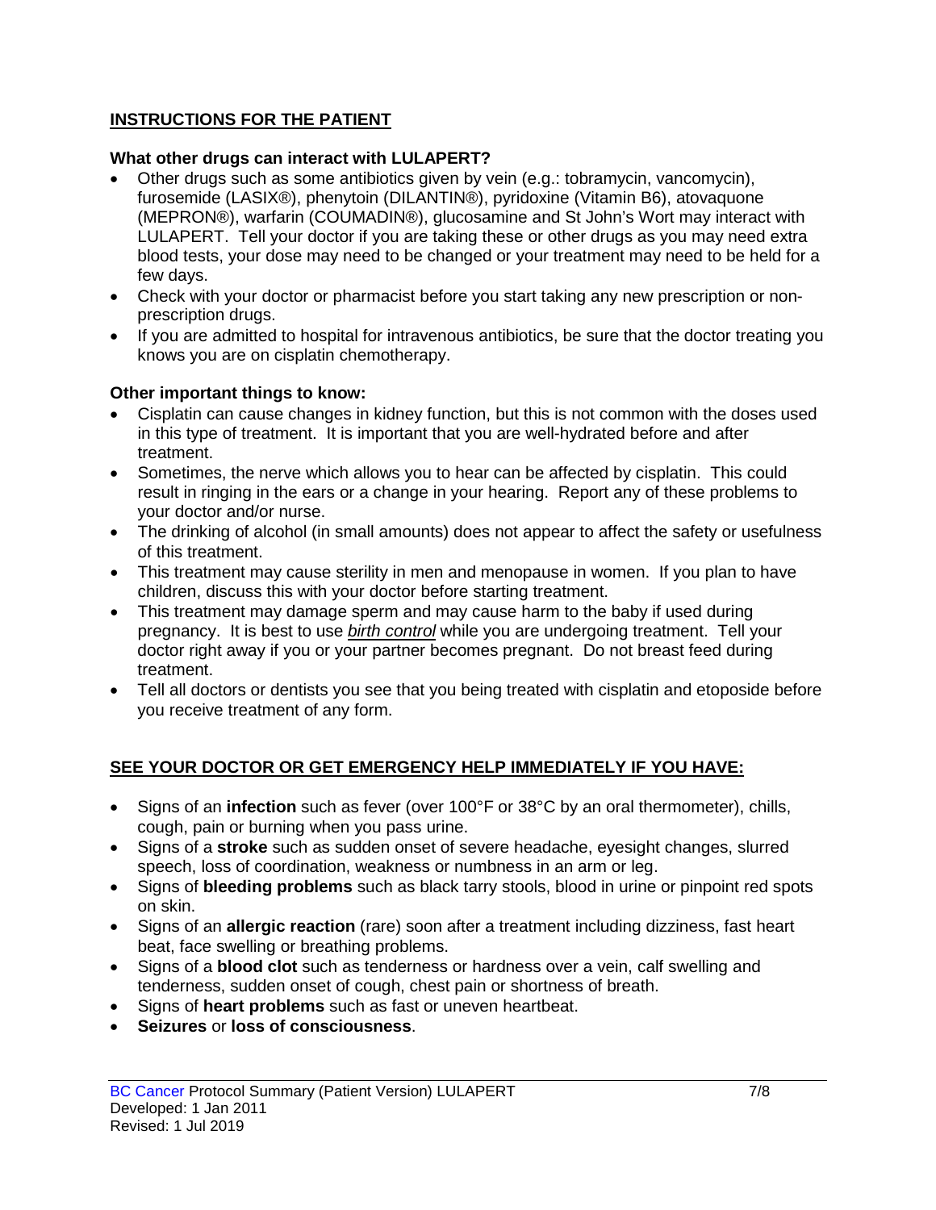## INSTRUCTIONS FOR THE PATIENT

**What other drugs can interact with LULAPERT?**

- Other drugs such as some antibiotics given by vein (e.g.: tobramycin, vancomycin), furosemide (LASIX®), phenytoin (DILANTIN®), pyridoxine (Vitamin B6), atovaquone (MEPRON®), warfarin (COUMADIN®), glucosamine and St John's Wort may interact with LULAPERT. Tell your doctor if you are taking these or other drugs as you may need extra blood tests, your dose may need to be changed or your treatment may need to be held for a few days.
- Check with your doctor or pharmacist before you start taking any new prescription or non-prescription drugs.
- If you are admitted to hospital for intravenous antibiotics, be sure that the doctor treating you knows you are on cisplatin chemotherapy.

**Other important things to know:**

- Cisplatin can cause changes in kidney function, but this is not common with the doses used in this type of treatment. It is important that you are well-hydrated before and after treatment.
- Sometimes, the nerve which allows you to hear can be affected by cisplatin. This could result in ringing in the ears or a change in your hearing. Report any of these problems to your doctor and/or nurse.
- The drinking of alcohol (in small amounts) does not appear to affect the safety or usefulness of this treatment.
- This treatment may cause sterility in men and menopause in women. If you plan to have children, discuss this with your doctor before starting treatment.
- This treatment may damage sperm and may cause harm to the baby if used during pregnancy. It is best to use *birth control* while you are undergoing treatment. Tell your doctor right away if you or your partner becomes pregnant. Do not breast feed during treatment.
- Tell all doctors or dentists you see that you being treated with cisplatin and etoposide before you receive treatment of any form.

## SEE YOUR DOCTOR OR GET EMERGENCY HELP IMMEDIATELY IF YOU HAVE:

- Signs of an **infection** such as fever (over 100°F or 38°C by an oral thermometer), chills, cough, pain or burning when you pass urine.
- Signs of a **stroke** such as sudden onset of severe headache, eyesight changes, slurred speech, loss of coordination, weakness or numbness in an arm or leg.
- Signs of **bleeding problems** such as black tarry stools, blood in urine or pinpoint red spots on skin.
- Signs of an **allergic reaction** (rare) soon after a treatment including dizziness, fast heart beat, face swelling or breathing problems.
- Signs of a **blood clot** such as tenderness or hardness over a vein, calf swelling and tenderness, sudden onset of cough, chest pain or shortness of breath.
- Signs of **heart problems** such as fast or uneven heartbeat.
- **Seizures** or **loss of consciousness**.

BC Cancer Protocol Summary (Patient Version) LULAPERT
Developed: 1 Jan 2011
Revised: 1 Jul 2019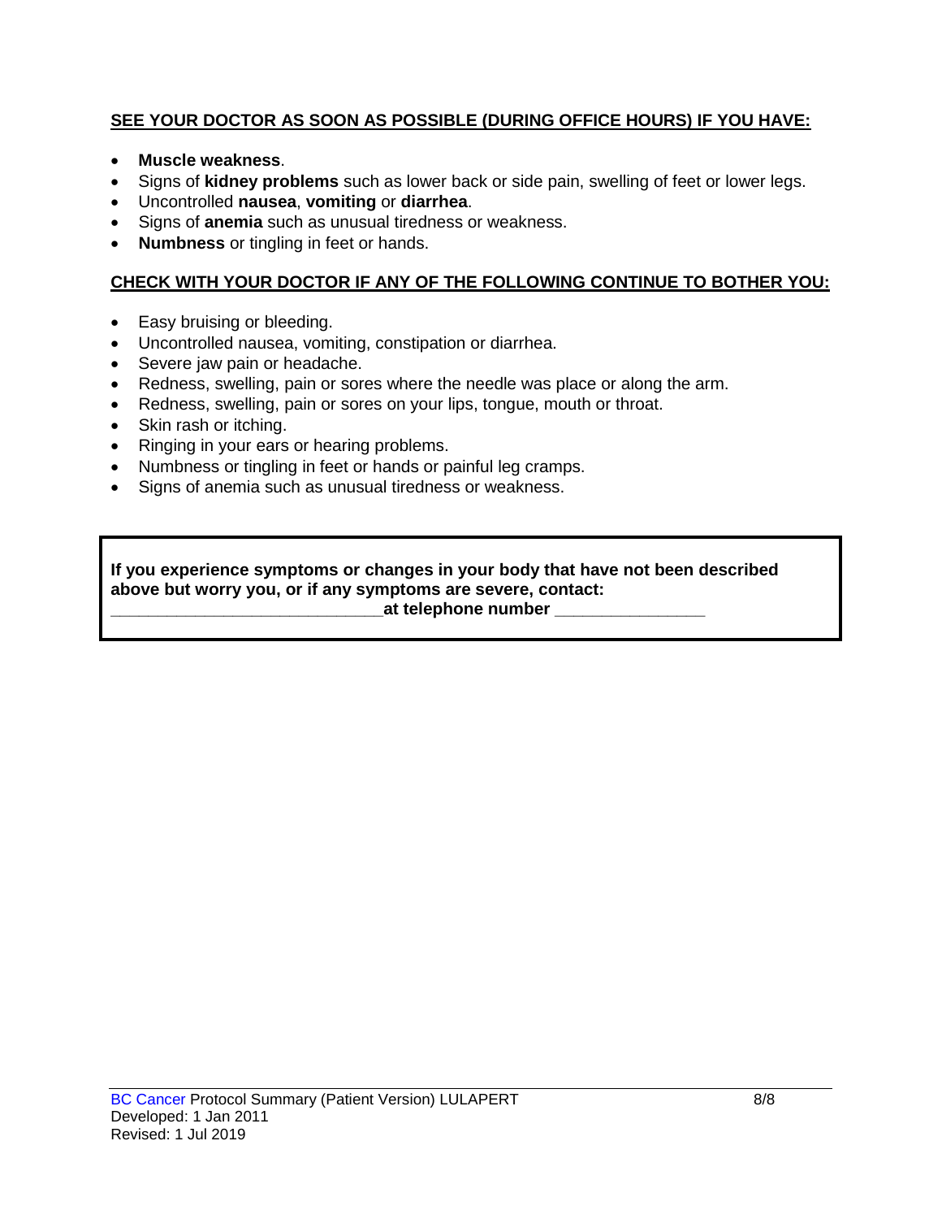**SEE YOUR DOCTOR AS SOON AS POSSIBLE (DURING OFFICE HOURS) IF YOU HAVE:**

- **Muscle weakness**.
- Signs of **kidney problems** such as lower back or side pain, swelling of feet or lower legs.
- Uncontrolled **nausea**, **vomiting** or **diarrhea**.
- Signs of **anemia** such as unusual tiredness or weakness.
- **Numbness** or tingling in feet or hands.

**CHECK WITH YOUR DOCTOR IF ANY OF THE FOLLOWING CONTINUE TO BOTHER YOU:**

- Easy bruising or bleeding.
- Uncontrolled nausea, vomiting, constipation or diarrhea.
- Severe jaw pain or headache.
- Redness, swelling, pain or sores where the needle was place or along the arm.
- Redness, swelling, pain or sores on your lips, tongue, mouth or throat.
- Skin rash or itching.
- Ringing in your ears or hearing problems.
- Numbness or tingling in feet or hands or painful leg cramps.
- Signs of anemia such as unusual tiredness or weakness.

**If you experience symptoms or changes in your body that have not been described above but worry you, or if any symptoms are severe, contact:**
**______________________________at telephone number _________________**

BC Cancer Protocol Summary (Patient Version) LULAPERT
Developed: 1 Jan 2011
Revised: 1 Jul 2019